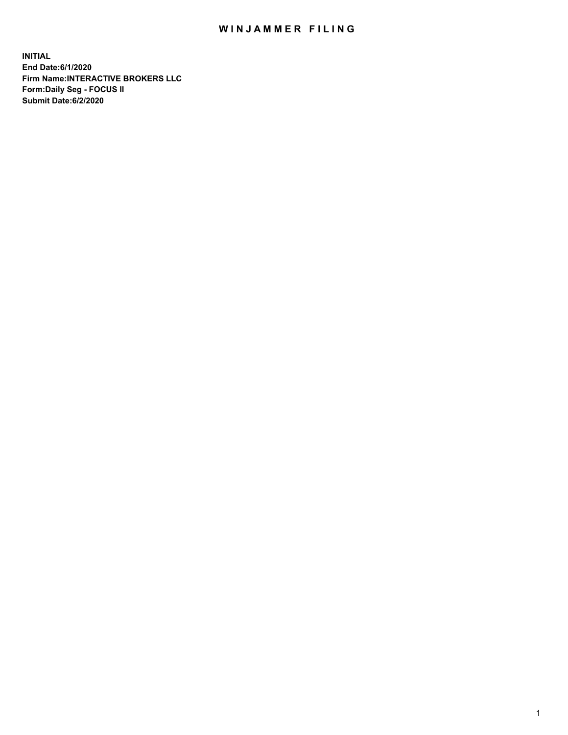# WINJAMMER FILING

**INITIAL**
**End Date:6/1/2020**
**Firm Name:INTERACTIVE BROKERS LLC**
**Form:Daily Seg - FOCUS II**
**Submit Date:6/2/2020**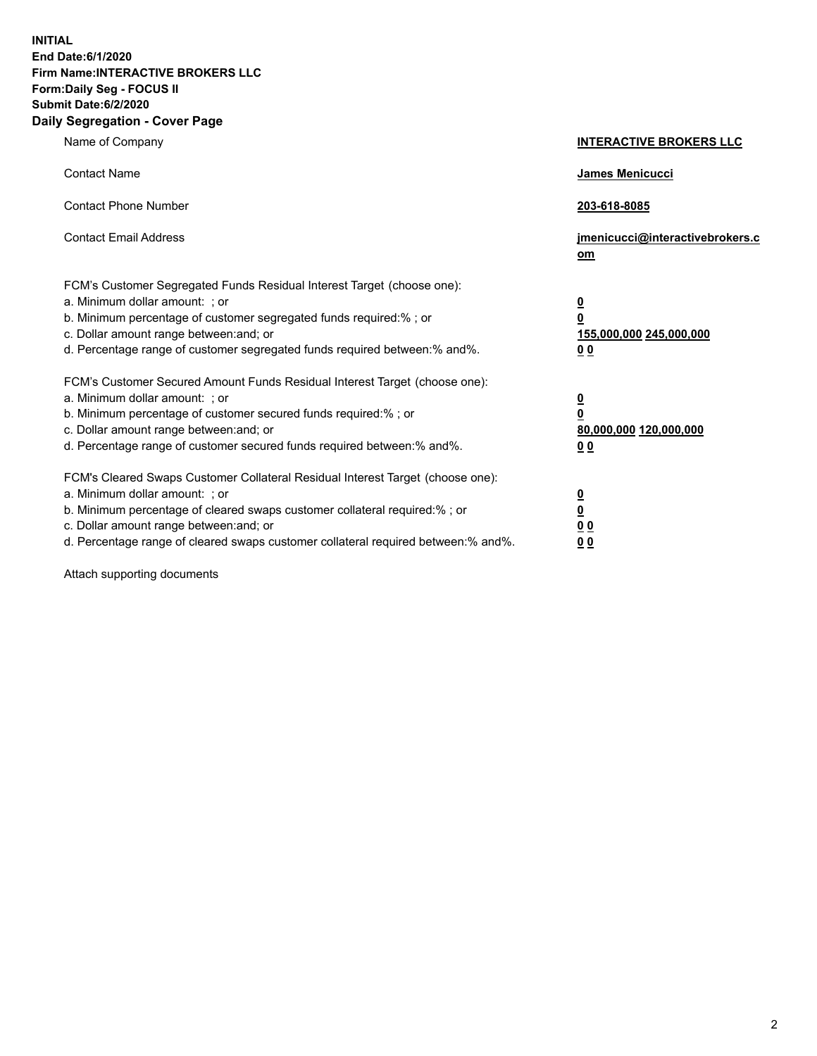**INITIAL**
**End Date:6/1/2020**
**Firm Name:INTERACTIVE BROKERS LLC**
**Form:Daily Seg - FOCUS II**
**Submit Date:6/2/2020**

## Daily Segregation - Cover Page

| | |
|---|---|
| Name of Company | **INTERACTIVE BROKERS LLC** |
| Contact Name | **James Menicucci** |
| Contact Phone Number | **203-618-8085** |
| Contact Email Address | **jmenicucci@interactivebrokers.com** |
| FCM's Customer Segregated Funds Residual Interest Target (choose one): | |
| a. Minimum dollar amount: ; or | **0** |
| b. Minimum percentage of customer segregated funds required:% ; or | **0** |
| c. Dollar amount range between:and; or | **155,000,000 245,000,000** |
| d. Percentage range of customer segregated funds required between:% and%. | **0 0** |
| FCM's Customer Secured Amount Funds Residual Interest Target (choose one): | |
| a. Minimum dollar amount: ; or | **0** |
| b. Minimum percentage of customer secured funds required:% ; or | **0** |
| c. Dollar amount range between:and; or | **80,000,000 120,000,000** |
| d. Percentage range of customer secured funds required between:% and%. | **0 0** |
| FCM's Cleared Swaps Customer Collateral Residual Interest Target (choose one): | |
| a. Minimum dollar amount: ; or | **0** |
| b. Minimum percentage of cleared swaps customer collateral required:% ; or | **0** |
| c. Dollar amount range between:and; or | **0 0** |
| d. Percentage range of cleared swaps customer collateral required between:% and%. | **0 0** |

Attach supporting documents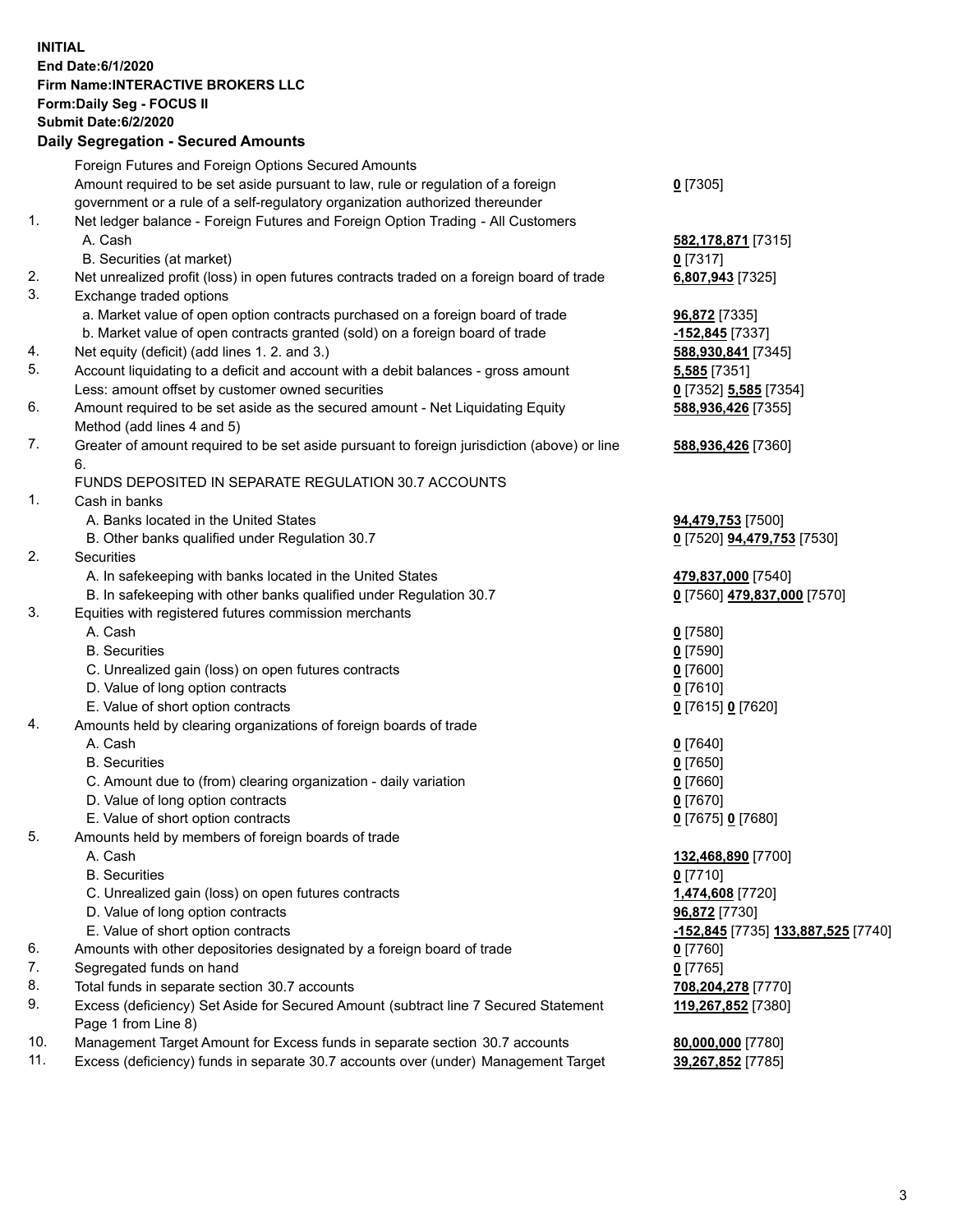**INITIAL**
**End Date:6/1/2020**
**Firm Name:INTERACTIVE BROKERS LLC**
**Form:Daily Seg - FOCUS II**
**Submit Date:6/2/2020**

## Daily Segregation - Secured Amounts

| | | |
|---|---|---|
| | Foreign Futures and Foreign Options Secured Amounts | |
| | Amount required to be set aside pursuant to law, rule or regulation of a foreign government or a rule of a self-regulatory organization authorized thereunder | **0** [7305] |
| 1. | Net ledger balance - Foreign Futures and Foreign Option Trading - All Customers | |
| | A. Cash | **582,178,871** [7315] |
| | B. Securities (at market) | **0** [7317] |
| 2. | Net unrealized profit (loss) in open futures contracts traded on a foreign board of trade | **6,807,943** [7325] |
| 3. | Exchange traded options | |
| | a. Market value of open option contracts purchased on a foreign board of trade | **96,872** [7335] |
| | b. Market value of open contracts granted (sold) on a foreign board of trade | **-152,845** [7337] |
| 4. | Net equity (deficit) (add lines 1. 2. and 3.) | **588,930,841** [7345] |
| 5. | Account liquidating to a deficit and account with a debit balances - gross amount | **5,585** [7351] |
| | Less: amount offset by customer owned securities | **0** [7352] **5,585** [7354] |
| 6. | Amount required to be set aside as the secured amount - Net Liquidating Equity Method (add lines 4 and 5) | **588,936,426** [7355] |
| 7. | Greater of amount required to be set aside pursuant to foreign jurisdiction (above) or line 6. | **588,936,426** [7360] |
| | FUNDS DEPOSITED IN SEPARATE REGULATION 30.7 ACCOUNTS | |
| 1. | Cash in banks | |
| | A. Banks located in the United States | **94,479,753** [7500] |
| | B. Other banks qualified under Regulation 30.7 | **0** [7520] **94,479,753** [7530] |
| 2. | Securities | |
| | A. In safekeeping with banks located in the United States | **479,837,000** [7540] |
| | B. In safekeeping with other banks qualified under Regulation 30.7 | **0** [7560] **479,837,000** [7570] |
| 3. | Equities with registered futures commission merchants | |
| | A. Cash | **0** [7580] |
| | B. Securities | **0** [7590] |
| | C. Unrealized gain (loss) on open futures contracts | **0** [7600] |
| | D. Value of long option contracts | **0** [7610] |
| | E. Value of short option contracts | **0** [7615] **0** [7620] |
| 4. | Amounts held by clearing organizations of foreign boards of trade | |
| | A. Cash | **0** [7640] |
| | B. Securities | **0** [7650] |
| | C. Amount due to (from) clearing organization - daily variation | **0** [7660] |
| | D. Value of long option contracts | **0** [7670] |
| | E. Value of short option contracts | **0** [7675] **0** [7680] |
| 5. | Amounts held by members of foreign boards of trade | |
| | A. Cash | **132,468,890** [7700] |
| | B. Securities | **0** [7710] |
| | C. Unrealized gain (loss) on open futures contracts | **1,474,608** [7720] |
| | D. Value of long option contracts | **96,872** [7730] |
| | E. Value of short option contracts | **-152,845** [7735] **133,887,525** [7740] |
| 6. | Amounts with other depositories designated by a foreign board of trade | **0** [7760] |
| 7. | Segregated funds on hand | **0** [7765] |
| 8. | Total funds in separate section 30.7 accounts | **708,204,278** [7770] |
| 9. | Excess (deficiency) Set Aside for Secured Amount (subtract line 7 Secured Statement Page 1 from Line 8) | **119,267,852** [7380] |
| 10. | Management Target Amount for Excess funds in separate section 30.7 accounts | **80,000,000** [7780] |
| 11. | Excess (deficiency) funds in separate 30.7 accounts over (under) Management Target | **39,267,852** [7785] |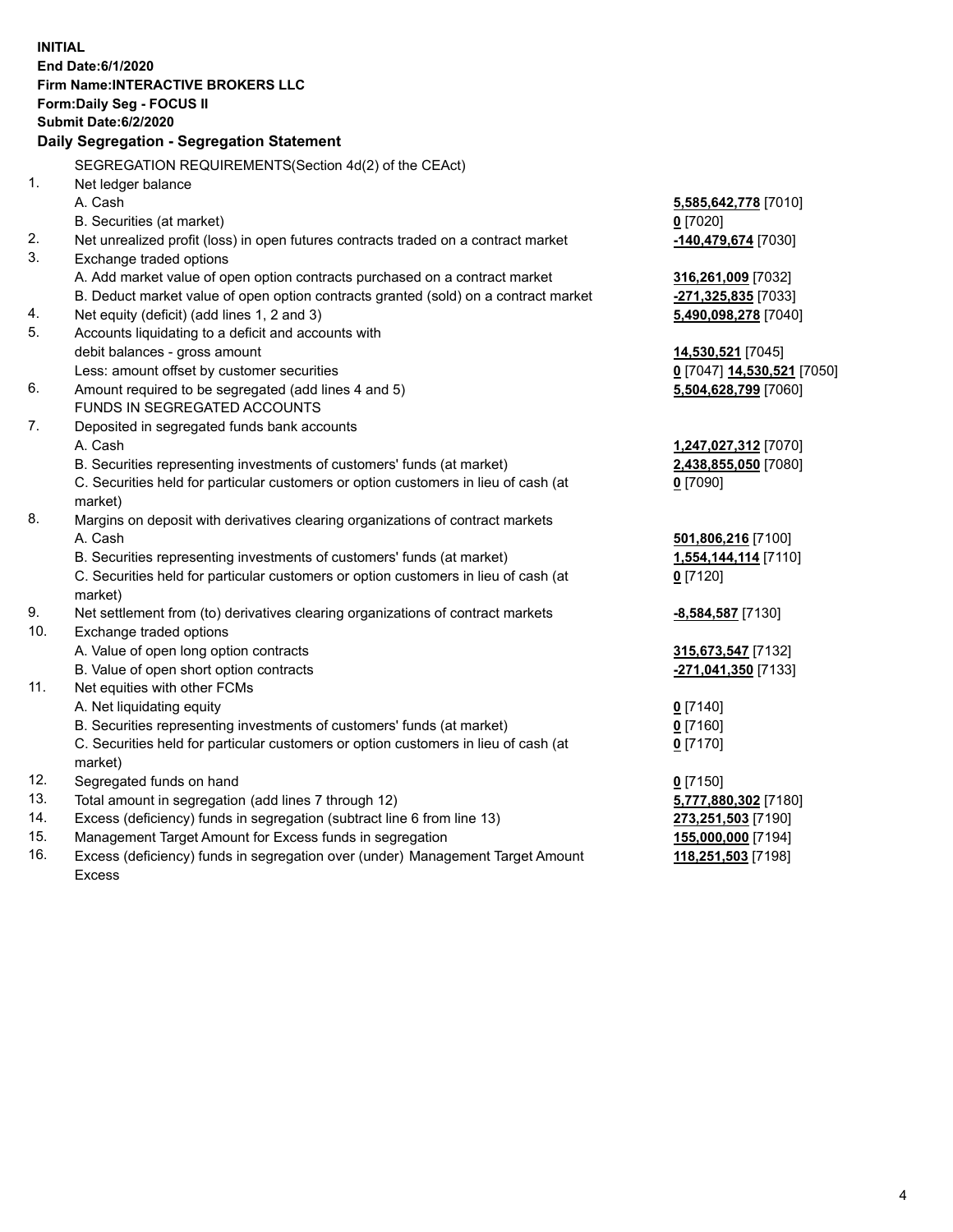**INITIAL**
**End Date:6/1/2020**
**Firm Name:INTERACTIVE BROKERS LLC**
**Form:Daily Seg - FOCUS II**
**Submit Date:6/2/2020**

## Daily Segregation - Segregation Statement

SEGREGATION REQUIREMENTS(Section 4d(2) of the CEAct)

| | | |
|---|---|---|
| 1. | Net ledger balance | |
| | A. Cash | **5,585,642,778** [7010] |
| | B. Securities (at market) | **0** [7020] |
| 2. | Net unrealized profit (loss) in open futures contracts traded on a contract market | **-140,479,674** [7030] |
| 3. | Exchange traded options | |
| | A. Add market value of open option contracts purchased on a contract market | **316,261,009** [7032] |
| | B. Deduct market value of open option contracts granted (sold) on a contract market | **-271,325,835** [7033] |
| 4. | Net equity (deficit) (add lines 1, 2 and 3) | **5,490,098,278** [7040] |
| 5. | Accounts liquidating to a deficit and accounts with debit balances - gross amount | **14,530,521** [7045] |
| | Less: amount offset by customer securities | **0** [7047] **14,530,521** [7050] |
| 6. | Amount required to be segregated (add lines 4 and 5) | **5,504,628,799** [7060] |
| | FUNDS IN SEGREGATED ACCOUNTS | |
| 7. | Deposited in segregated funds bank accounts | |
| | A. Cash | **1,247,027,312** [7070] |
| | B. Securities representing investments of customers' funds (at market) | **2,438,855,050** [7080] |
| | C. Securities held for particular customers or option customers in lieu of cash (at market) | **0** [7090] |
| 8. | Margins on deposit with derivatives clearing organizations of contract markets | |
| | A. Cash | **501,806,216** [7100] |
| | B. Securities representing investments of customers' funds (at market) | **1,554,144,114** [7110] |
| | C. Securities held for particular customers or option customers in lieu of cash (at market) | **0** [7120] |
| 9. | Net settlement from (to) derivatives clearing organizations of contract markets | **-8,584,587** [7130] |
| 10. | Exchange traded options | |
| | A. Value of open long option contracts | **315,673,547** [7132] |
| | B. Value of open short option contracts | **-271,041,350** [7133] |
| 11. | Net equities with other FCMs | |
| | A. Net liquidating equity | **0** [7140] |
| | B. Securities representing investments of customers' funds (at market) | **0** [7160] |
| | C. Securities held for particular customers or option customers in lieu of cash (at market) | **0** [7170] |
| 12. | Segregated funds on hand | **0** [7150] |
| 13. | Total amount in segregation (add lines 7 through 12) | **5,777,880,302** [7180] |
| 14. | Excess (deficiency) funds in segregation (subtract line 6 from line 13) | **273,251,503** [7190] |
| 15. | Management Target Amount for Excess funds in segregation | **155,000,000** [7194] |
| 16. | Excess (deficiency) funds in segregation over (under) Management Target Amount Excess | **118,251,503** [7198] |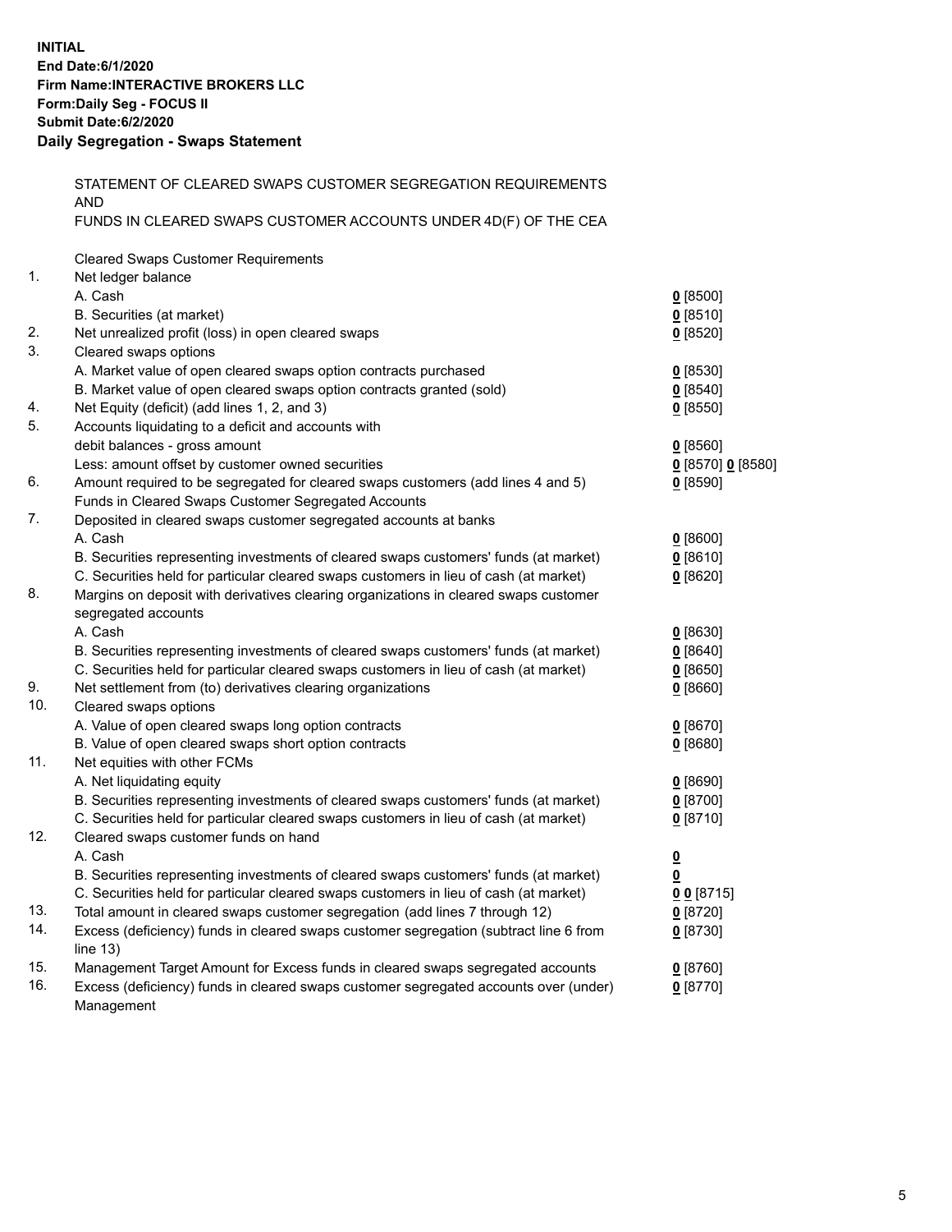**INITIAL**
**End Date:6/1/2020**
**Firm Name:INTERACTIVE BROKERS LLC**
**Form:Daily Seg - FOCUS II**
**Submit Date:6/2/2020**
**Daily Segregation - Swaps Statement**

STATEMENT OF CLEARED SWAPS CUSTOMER SEGREGATION REQUIREMENTS AND FUNDS IN CLEARED SWAPS CUSTOMER ACCOUNTS UNDER 4D(F) OF THE CEA

| | | |
|---|---|---|
| | Cleared Swaps Customer Requirements | |
| 1. | Net ledger balance | |
| | A. Cash | 0 [8500] |
| | B. Securities (at market) | 0 [8510] |
| 2. | Net unrealized profit (loss) in open cleared swaps | 0 [8520] |
| 3. | Cleared swaps options | |
| | A. Market value of open cleared swaps option contracts purchased | 0 [8530] |
| | B. Market value of open cleared swaps option contracts granted (sold) | 0 [8540] |
| 4. | Net Equity (deficit) (add lines 1, 2, and 3) | 0 [8550] |
| 5. | Accounts liquidating to a deficit and accounts with debit balances - gross amount | 0 [8560] |
| | Less: amount offset by customer owned securities | 0 [8570] 0 [8580] |
| 6. | Amount required to be segregated for cleared swaps customers (add lines 4 and 5) | 0 [8590] |
| | Funds in Cleared Swaps Customer Segregated Accounts | |
| 7. | Deposited in cleared swaps customer segregated accounts at banks | |
| | A. Cash | 0 [8600] |
| | B. Securities representing investments of cleared swaps customers' funds (at market) | 0 [8610] |
| | C. Securities held for particular cleared swaps customers in lieu of cash (at market) | 0 [8620] |
| 8. | Margins on deposit with derivatives clearing organizations in cleared swaps customer segregated accounts | |
| | A. Cash | 0 [8630] |
| | B. Securities representing investments of cleared swaps customers' funds (at market) | 0 [8640] |
| | C. Securities held for particular cleared swaps customers in lieu of cash (at market) | 0 [8650] |
| 9. | Net settlement from (to) derivatives clearing organizations | 0 [8660] |
| 10. | Cleared swaps options | |
| | A. Value of open cleared swaps long option contracts | 0 [8670] |
| | B. Value of open cleared swaps short option contracts | 0 [8680] |
| 11. | Net equities with other FCMs | |
| | A. Net liquidating equity | 0 [8690] |
| | B. Securities representing investments of cleared swaps customers' funds (at market) | 0 [8700] |
| | C. Securities held for particular cleared swaps customers in lieu of cash (at market) | 0 [8710] |
| 12. | Cleared swaps customer funds on hand | |
| | A. Cash | 0 |
| | B. Securities representing investments of cleared swaps customers' funds (at market) | 0 |
| | C. Securities held for particular cleared swaps customers in lieu of cash (at market) | 0 0 [8715] |
| 13. | Total amount in cleared swaps customer segregation (add lines 7 through 12) | 0 [8720] |
| 14. | Excess (deficiency) funds in cleared swaps customer segregation (subtract line 6 from line 13) | 0 [8730] |
| 15. | Management Target Amount for Excess funds in cleared swaps segregated accounts | 0 [8760] |
| 16. | Excess (deficiency) funds in cleared swaps customer segregated accounts over (under) Management | 0 [8770] |